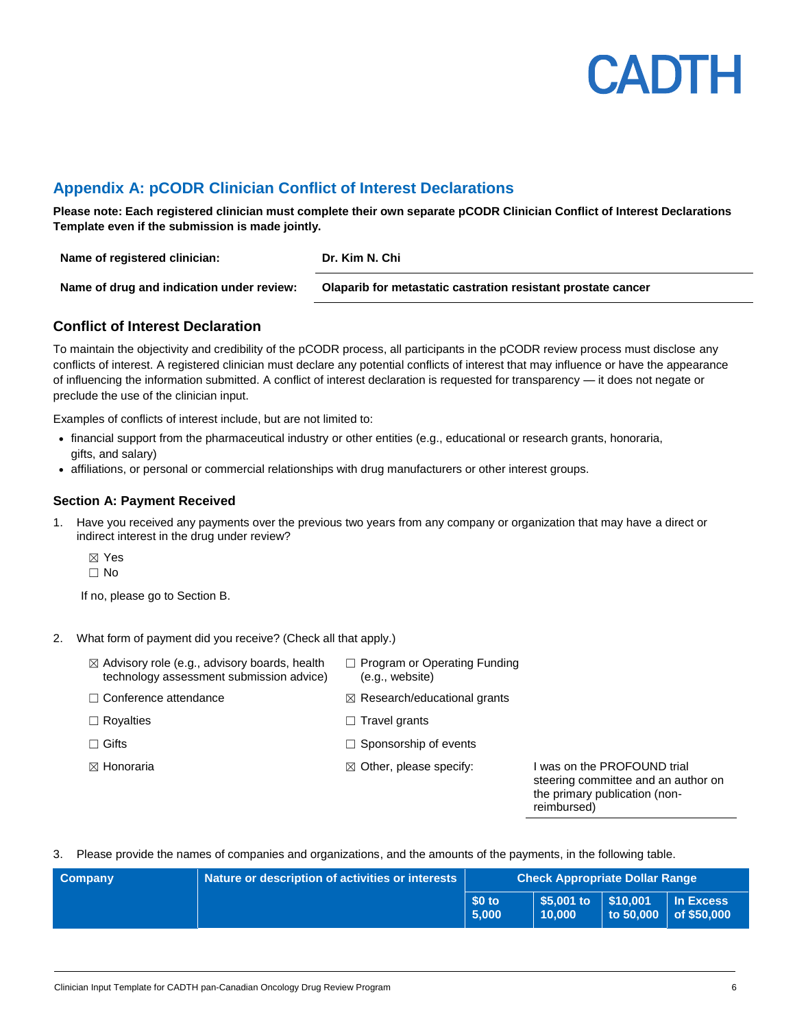CADTH

## Appendix A: pCODR Clinician Conflict of Interest Declarations

**Please note: Each registered clinician must complete their own separate pCODR Clinician Conflict of Interest Declarations Template even if the submission is made jointly.**

| **Name of registered clinician:** | **Dr. Kim N. Chi** |
|---|---|
| **Name of drug and indication under review:** | **Olaparib for metastatic castration resistant prostate cancer** |

### Conflict of Interest Declaration

To maintain the objectivity and credibility of the pCODR process, all participants in the pCODR review process must disclose any conflicts of interest. A registered clinician must declare any potential conflicts of interest that may influence or have the appearance of influencing the information submitted. A conflict of interest declaration is requested for transparency — it does not negate or preclude the use of the clinician input.

Examples of conflicts of interest include, but are not limited to:

- financial support from the pharmaceutical industry or other entities (e.g., educational or research grants, honoraria, gifts, and salary)
- affiliations, or personal or commercial relationships with drug manufacturers or other interest groups.

#### Section A: Payment Received

1. Have you received any payments over the previous two years from any company or organization that may have a direct or indirect interest in the drug under review?

   ☒ Yes
   ☐ No

   If no, please go to Section B.

2. What form of payment did you receive? (Check all that apply.)

   ☒ Advisory role (e.g., advisory boards, health technology assessment submission advice)
   ☐ Program or Operating Funding (e.g., website)
   ☐ Conference attendance
   ☒ Research/educational grants
   ☐ Royalties
   ☐ Travel grants
   ☐ Gifts
   ☐ Sponsorship of events
   ☒ Honoraria
   ☒ Other, please specify: I was on the PROFOUND trial steering committee and an author on the primary publication (non-reimbursed)

3. Please provide the names of companies and organizations, and the amounts of the payments, in the following table.

| Company | Nature or description of activities or interests | Check Appropriate Dollar Range | | | |
|---|---|---|---|---|---|
| | | $0 to 5,000 | $5,001 to 10,000 | $10,001 to 50,000 | In Excess of $50,000 |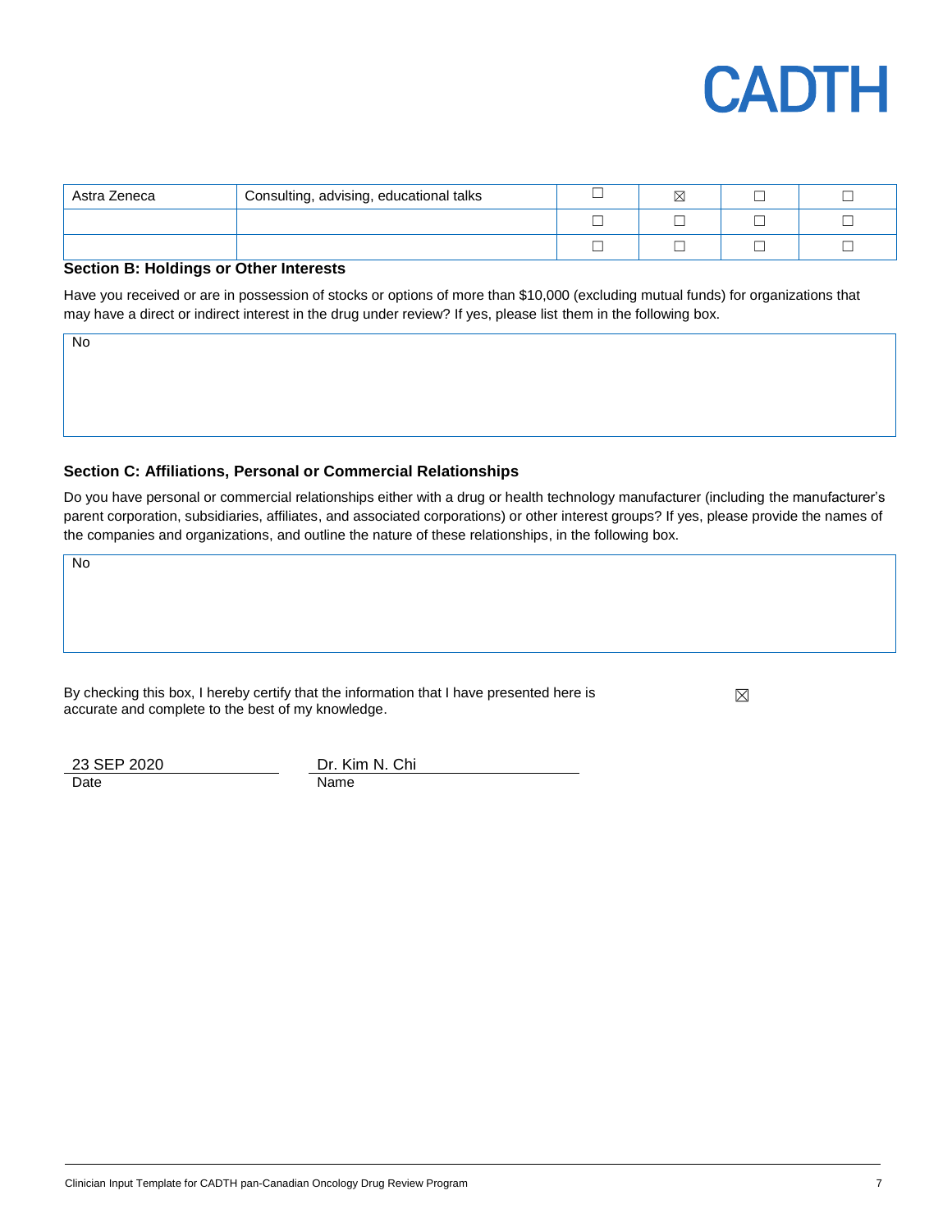| Astra Zeneca | Consulting, advising, educational talks | ☐ | ☒ | ☐ | ☐ |
|---|---|---|---|---|---|
| | | ☐ | ☐ | ☐ | ☐ |
| | | ☐ | ☐ | ☐ | ☐ |

**Section B: Holdings or Other Interests**

Have you received or are in possession of stocks or options of more than $10,000 (excluding mutual funds) for organizations that may have a direct or indirect interest in the drug under review? If yes, please list them in the following box.

No

**Section C: Affiliations, Personal or Commercial Relationships**

Do you have personal or commercial relationships either with a drug or health technology manufacturer (including the manufacturer's parent corporation, subsidiaries, affiliates, and associated corporations) or other interest groups? If yes, please provide the names of the companies and organizations, and outline the nature of these relationships, in the following box.

No

By checking this box, I hereby certify that the information that I have presented here is accurate and complete to the best of my knowledge. ☒

23 SEP 2020
Date

Dr. Kim N. Chi
Name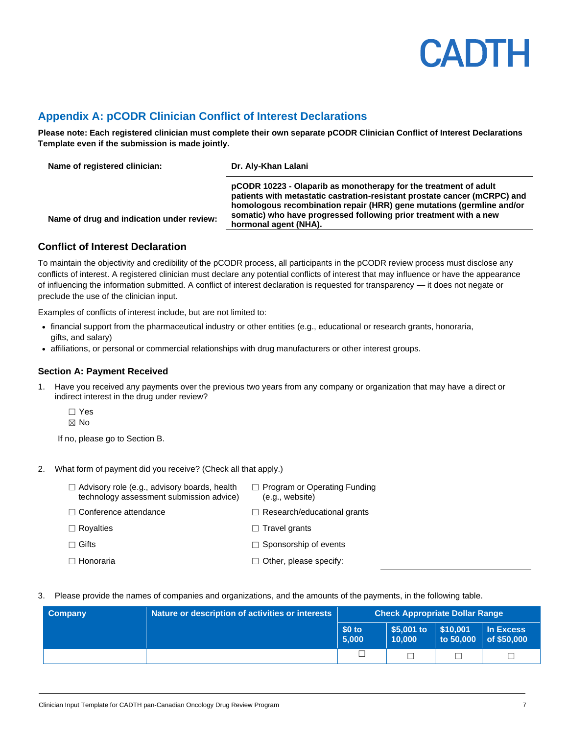## Appendix A: pCODR Clinician Conflict of Interest Declarations

**Please note: Each registered clinician must complete their own separate pCODR Clinician Conflict of Interest Declarations Template even if the submission is made jointly.**

| | |
|---|---|
| **Name of registered clinician:** | **Dr. Aly-Khan Lalani** |
| **Name of drug and indication under review:** | **pCODR 10223 - Olaparib as monotherapy for the treatment of adult patients with metastatic castration-resistant prostate cancer (mCRPC) and homologous recombination repair (HRR) gene mutations (germline and/or somatic) who have progressed following prior treatment with a new hormonal agent (NHA).** |

### Conflict of Interest Declaration

To maintain the objectivity and credibility of the pCODR process, all participants in the pCODR review process must disclose any conflicts of interest. A registered clinician must declare any potential conflicts of interest that may influence or have the appearance of influencing the information submitted. A conflict of interest declaration is requested for transparency — it does not negate or preclude the use of the clinician input.

Examples of conflicts of interest include, but are not limited to:

- financial support from the pharmaceutical industry or other entities (e.g., educational or research grants, honoraria, gifts, and salary)
- affiliations, or personal or commercial relationships with drug manufacturers or other interest groups.

#### Section A: Payment Received

1. Have you received any payments over the previous two years from any company or organization that may have a direct or indirect interest in the drug under review?

   ☐ Yes
   ☒ No

   If no, please go to Section B.

2. What form of payment did you receive? (Check all that apply.)

   ☐ Advisory role (e.g., advisory boards, health technology assessment submission advice)
   ☐ Conference attendance
   ☐ Royalties
   ☐ Gifts
   ☐ Honoraria
   ☐ Program or Operating Funding (e.g., website)
   ☐ Research/educational grants
   ☐ Travel grants
   ☐ Sponsorship of events
   ☐ Other, please specify:

3. Please provide the names of companies and organizations, and the amounts of the payments, in the following table.

| Company | Nature or description of activities or interests | Check Appropriate Dollar Range | | | |
|---|---|---|---|---|---|
| | | $0 to 5,000 | $5,001 to 10,000 | $10,001 to 50,000 | In Excess of $50,000 |
| | | ☐ | ☐ | ☐ | ☐ |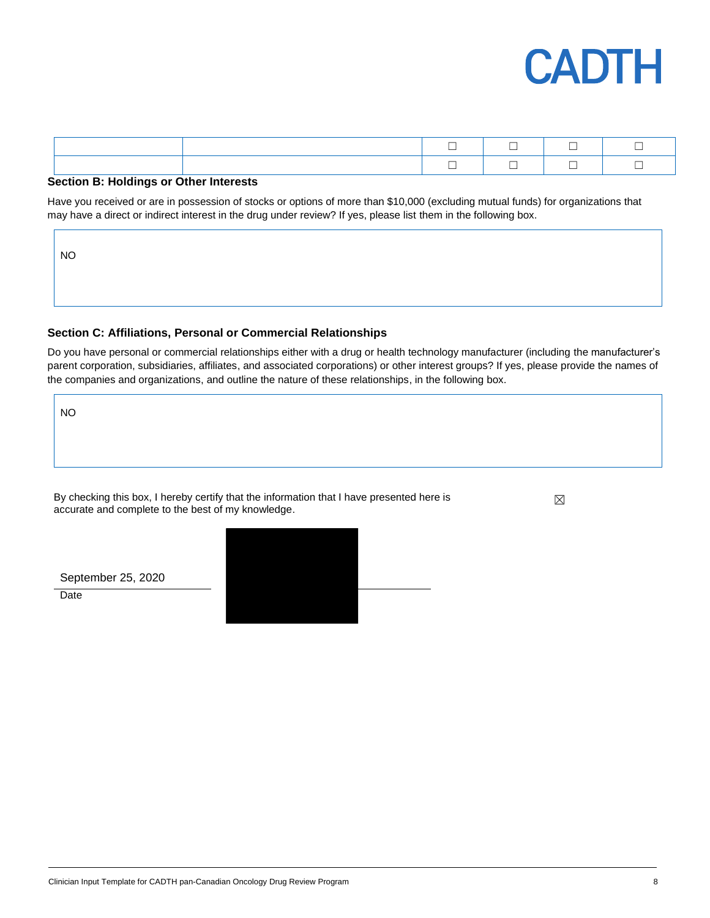| | | ☐ | ☐ | ☐ | ☐ |
|---|---|---|---|---|---|
| | | ☐ | ☐ | ☐ | ☐ |

### Section B: Holdings or Other Interests

Have you received or are in possession of stocks or options of more than $10,000 (excluding mutual funds) for organizations that may have a direct or indirect interest in the drug under review? If yes, please list them in the following box.

| NO |
|---|

### Section C: Affiliations, Personal or Commercial Relationships

Do you have personal or commercial relationships either with a drug or health technology manufacturer (including the manufacturer's parent corporation, subsidiaries, affiliates, and associated corporations) or other interest groups? If yes, please provide the names of the companies and organizations, and outline the nature of these relationships, in the following box.

| NO |
|---|

By checking this box, I hereby certify that the information that I have presented here is accurate and complete to the best of my knowledge. ☒

September 25, 2020

Date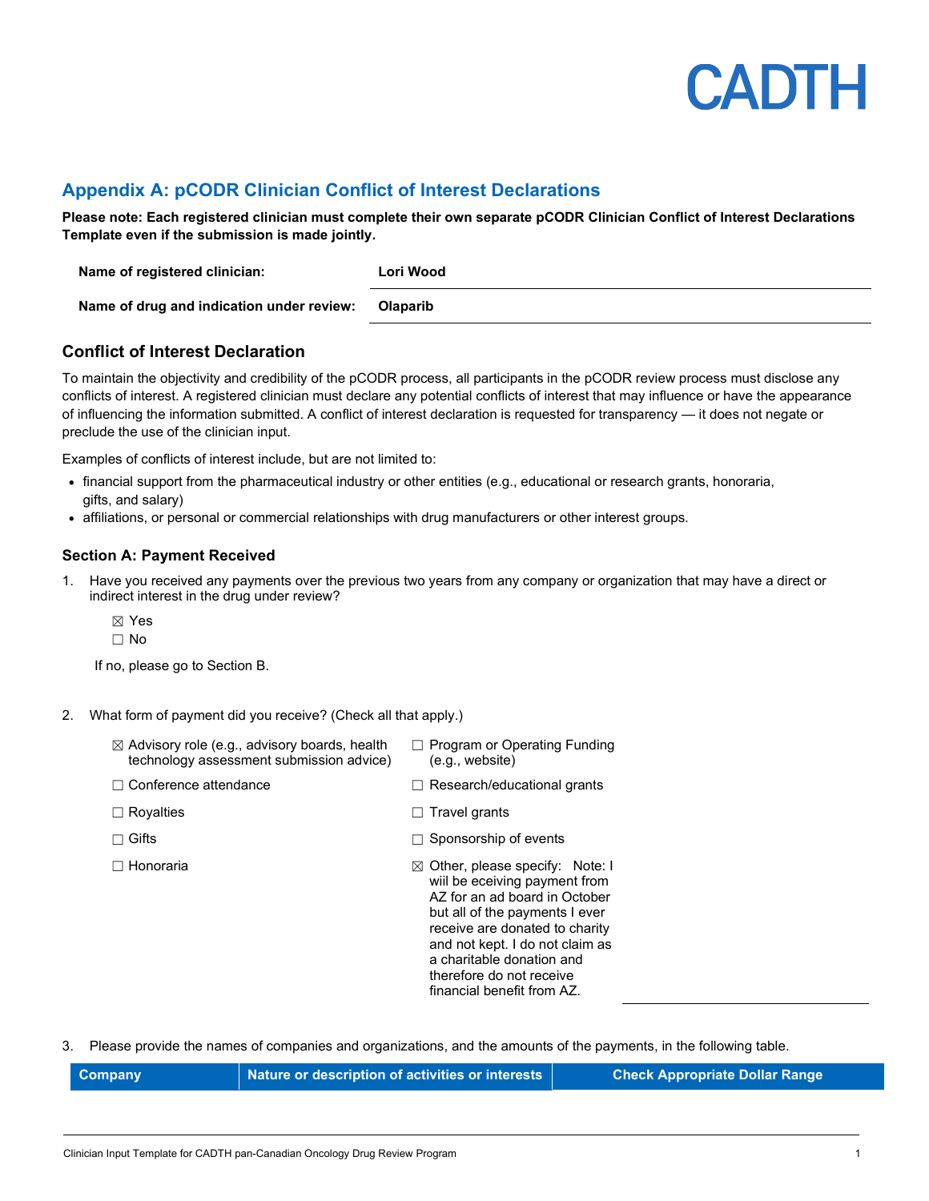## Appendix A: pCODR Clinician Conflict of Interest Declarations

**Please note: Each registered clinician must complete their own separate pCODR Clinician Conflict of Interest Declarations Template even if the submission is made jointly.**

| | |
|---|---|
| **Name of registered clinician:** | **Lori Wood** |
| **Name of drug and indication under review:** | **Olaparib** |

### Conflict of Interest Declaration

To maintain the objectivity and credibility of the pCODR process, all participants in the pCODR review process must disclose any conflicts of interest. A registered clinician must declare any potential conflicts of interest that may influence or have the appearance of influencing the information submitted. A conflict of interest declaration is requested for transparency — it does not negate or preclude the use of the clinician input.

Examples of conflicts of interest include, but are not limited to:

- financial support from the pharmaceutical industry or other entities (e.g., educational or research grants, honoraria, gifts, and salary)
- affiliations, or personal or commercial relationships with drug manufacturers or other interest groups.

#### Section A: Payment Received

1. Have you received any payments over the previous two years from any company or organization that may have a direct or indirect interest in the drug under review?

   ☒ Yes
   ☐ No

   If no, please go to Section B.

2. What form of payment did you receive? (Check all that apply.)

   ☒ Advisory role (e.g., advisory boards, health technology assessment submission advice)
   ☐ Conference attendance
   ☐ Royalties
   ☐ Gifts
   ☐ Honoraria
   ☐ Program or Operating Funding (e.g., website)
   ☐ Research/educational grants
   ☐ Travel grants
   ☐ Sponsorship of events
   ☒ Other, please specify: Note: I wiil be eceiving payment from AZ for an ad board in October but all of the payments I ever receive are donated to charity and not kept. I do not claim as a charitable donation and therefore do not receive financial benefit from AZ.

3. Please provide the names of companies and organizations, and the amounts of the payments, in the following table.

| Company | Nature or description of activities or interests | Check Appropriate Dollar Range |
|---|---|---|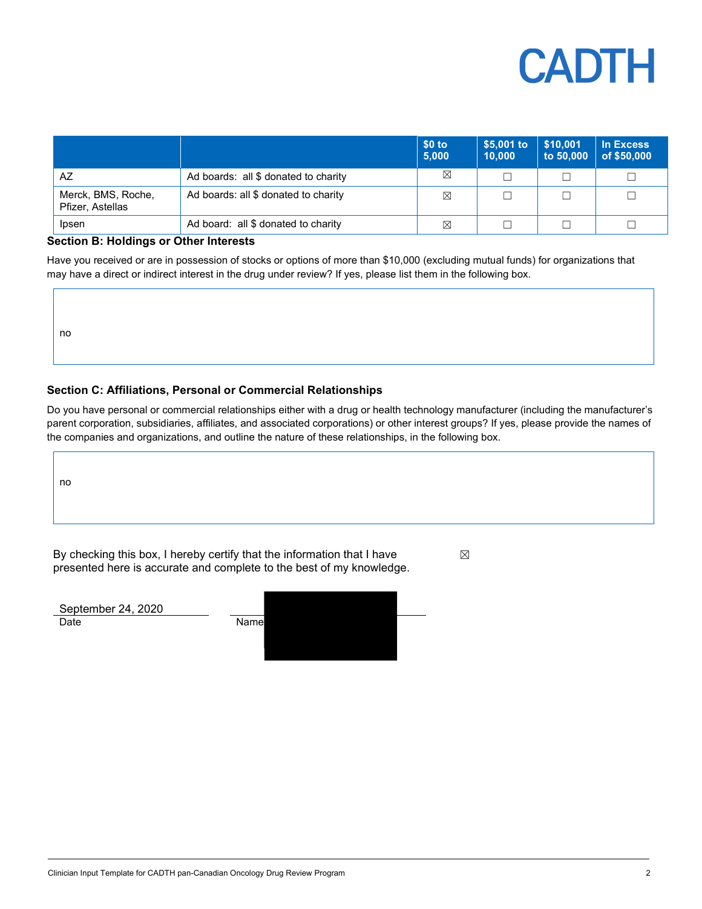| | | $0 to 5,000 | $5,001 to 10,000 | $10,001 to 50,000 | In Excess of $50,000 |
|---|---|---|---|---|---|
| AZ | Ad boards: all $ donated to charity | ☒ | ☐ | ☐ | ☐ |
| Merck, BMS, Roche, Pfizer, Astellas | Ad boards: all $ donated to charity | ☒ | ☐ | ☐ | ☐ |
| Ipsen | Ad board: all $ donated to charity | ☒ | ☐ | ☐ | ☐ |

**Section B: Holdings or Other Interests**

Have you received or are in possession of stocks or options of more than $10,000 (excluding mutual funds) for organizations that may have a direct or indirect interest in the drug under review? If yes, please list them in the following box.

no

**Section C: Affiliations, Personal or Commercial Relationships**

Do you have personal or commercial relationships either with a drug or health technology manufacturer (including the manufacturer's parent corporation, subsidiaries, affiliates, and associated corporations) or other interest groups? If yes, please provide the names of the companies and organizations, and outline the nature of these relationships, in the following box.

no

By checking this box, I hereby certify that the information that I have presented here is accurate and complete to the best of my knowledge. ☒

September 24, 2020
Date

Name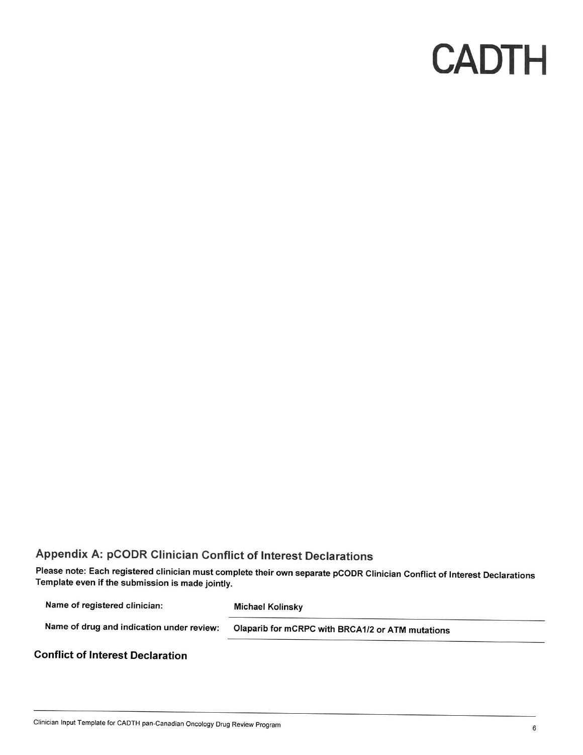## Appendix A: pCODR Clinician Conflict of Interest Declarations

**Please note: Each registered clinician must complete their own separate pCODR Clinician Conflict of Interest Declarations Template even if the submission is made jointly.**

| | |
|---|---|
| **Name of registered clinician:** | **Michael Kolinsky** |
| **Name of drug and indication under review:** | **Olaparib for mCRPC with BRCA1/2 or ATM mutations** |

### Conflict of Interest Declaration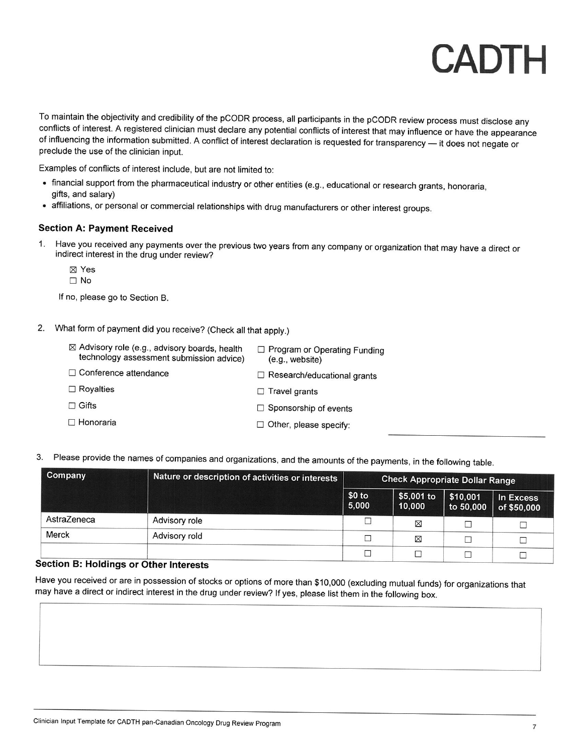To maintain the objectivity and credibility of the pCODR process, all participants in the pCODR review process must disclose any conflicts of interest. A registered clinician must declare any potential conflicts of interest that may influence or have the appearance of influencing the information submitted. A conflict of interest declaration is requested for transparency — it does not negate or preclude the use of the clinician input.

Examples of conflicts of interest include, but are not limited to:

- financial support from the pharmaceutical industry or other entities (e.g., educational or research grants, honoraria, gifts, and salary)
- affiliations, or personal or commercial relationships with drug manufacturers or other interest groups.

### Section A: Payment Received

1. Have you received any payments over the previous two years from any company or organization that may have a direct or indirect interest in the drug under review?

   ☒ Yes
   ☐ No

   If no, please go to Section B.

2. What form of payment did you receive? (Check all that apply.)

   ☒ Advisory role (e.g., advisory boards, health technology assessment submission advice)
   ☐ Conference attendance
   ☐ Royalties
   ☐ Gifts
   ☐ Honoraria
   ☐ Program or Operating Funding (e.g., website)
   ☐ Research/educational grants
   ☐ Travel grants
   ☐ Sponsorship of events
   ☐ Other, please specify: \_\_\_\_\_\_\_\_\_\_\_\_

3. Please provide the names of companies and organizations, and the amounts of the payments, in the following table.

| Company | Nature or description of activities or interests | Check Appropriate Dollar Range | | | |
|---|---|---|---|---|---|
| | | $0 to 5,000 | $5,001 to 10,000 | $10,001 to 50,000 | In Excess of $50,000 |
| AstraZeneca | Advisory role | ☐ | ☒ | ☐ | ☐ |
| Merck | Advisory rold | ☐ | ☒ | ☐ | ☐ |
| | | ☐ | ☐ | ☐ | ☐ |

### Section B: Holdings or Other Interests

Have you received or are in possession of stocks or options of more than $10,000 (excluding mutual funds) for organizations that may have a direct or indirect interest in the drug under review? If yes, please list them in the following box.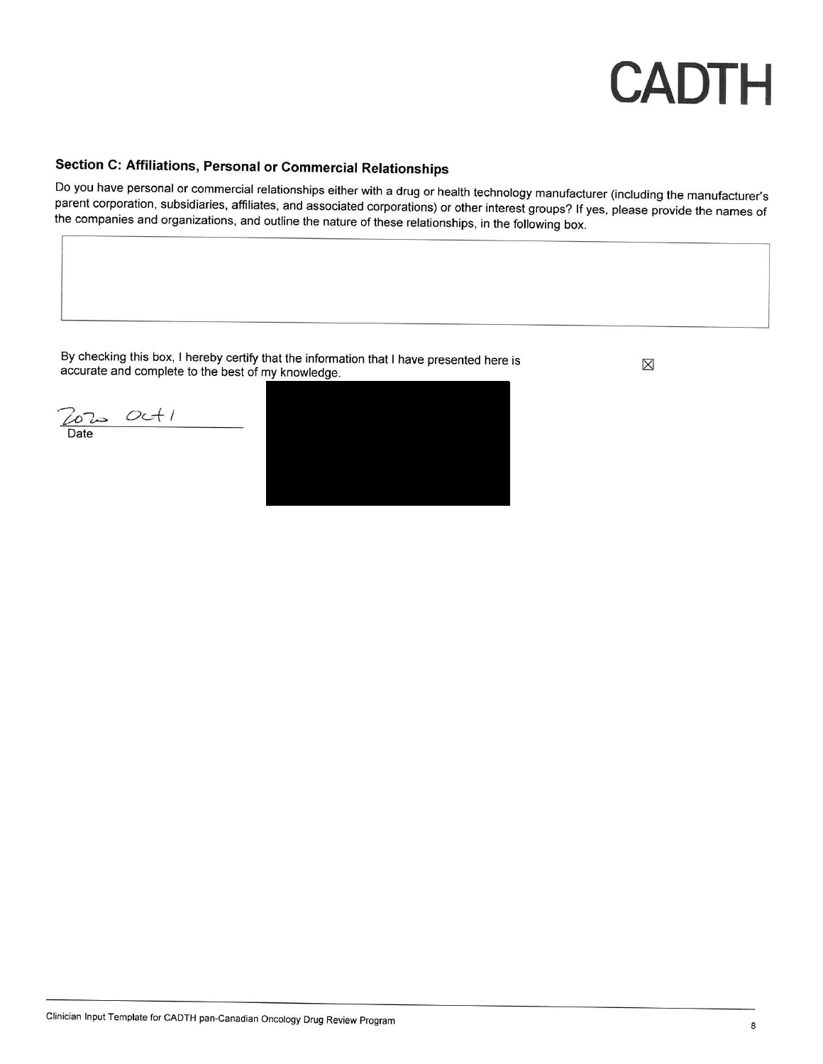CADTH

### Section C: Affiliations, Personal or Commercial Relationships

Do you have personal or commercial relationships either with a drug or health technology manufacturer (including the manufacturer's parent corporation, subsidiaries, affiliates, and associated corporations) or other interest groups? If yes, please provide the names of the companies and organizations, and outline the nature of these relationships, in the following box.

| |
|---|
| |

By checking this box, I hereby certify that the information that I have presented here is accurate and complete to the best of my knowledge. ☒

2020 Oct 1
Date